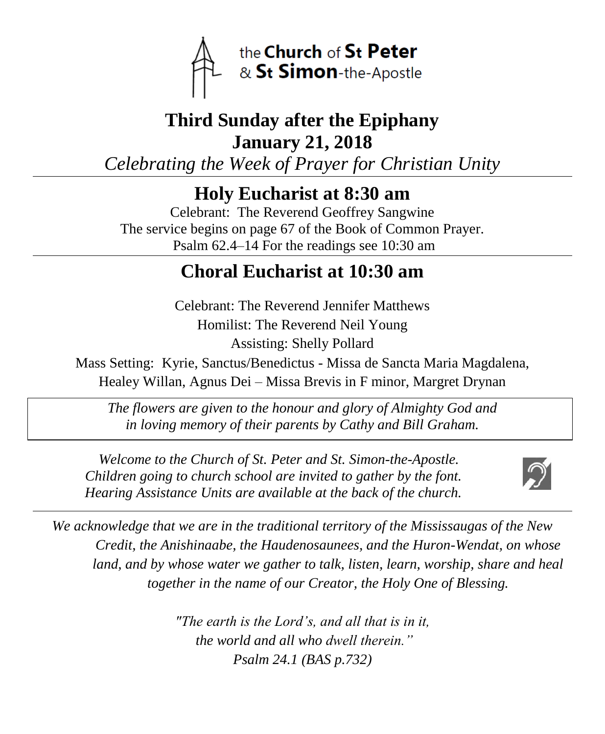the **Church** of **St Peter**
& **St Simon**-the-Apostle

# Third Sunday after the Epiphany
# January 21, 2018

*Celebrating the Week of Prayer for Christian Unity*

---

## Holy Eucharist at 8:30 am

Celebrant: The Reverend Geoffrey Sangwine
The service begins on page 67 of the Book of Common Prayer.
Psalm 62.4–14 For the readings see 10:30 am

---

## Choral Eucharist at 10:30 am

Celebrant: The Reverend Jennifer Matthews

Homilist: The Reverend Neil Young

Assisting: Shelly Pollard

Mass Setting: Kyrie, Sanctus/Benedictus - Missa de Sancta Maria Magdalena, Healey Willan, Agnus Dei – Missa Brevis in F minor, Margret Drynan

*The flowers are given to the honour and glory of Almighty God and in loving memory of their parents by Cathy and Bill Graham.*

*Welcome to the Church of St. Peter and St. Simon-the-Apostle.*
*Children going to church school are invited to gather by the font.*
*Hearing Assistance Units are available at the back of the church.*

---

*We acknowledge that we are in the traditional territory of the Mississaugas of the New Credit, the Anishinaabe, the Haudenosaunees, and the Huron-Wendat, on whose land, and by whose water we gather to talk, listen, learn, worship, share and heal together in the name of our Creator, the Holy One of Blessing.*

*"The earth is the Lord's, and all that is in it,*
*the world and all who dwell therein."*
*Psalm 24.1 (BAS p.732)*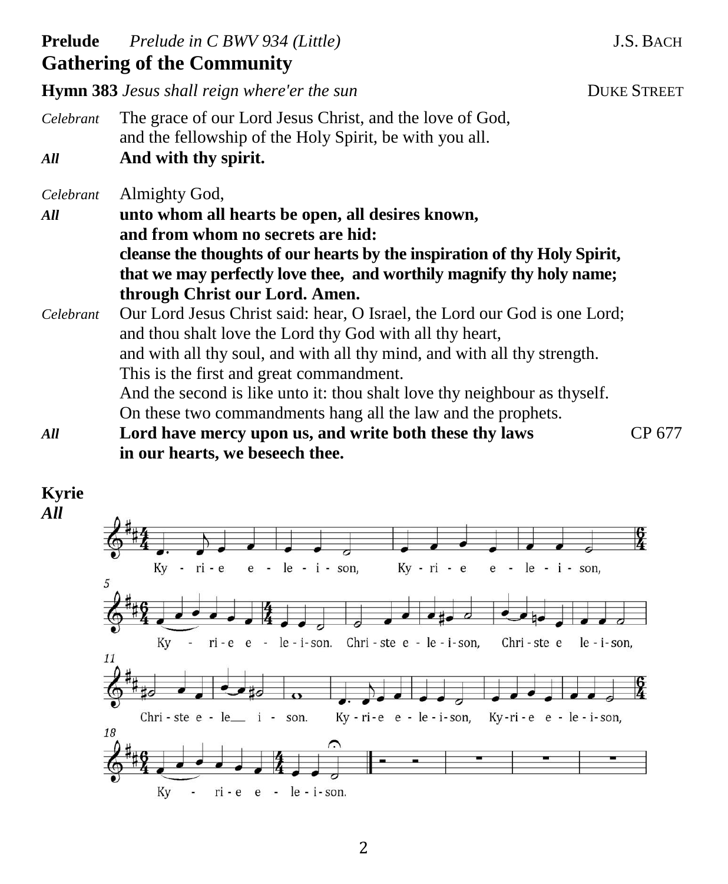**Prelude** *Prelude in C BWV 934 (Little)* J.S. BACH

## Gathering of the Community

**Hymn 383** *Jesus shall reign where'er the sun* DUKE STREET

*Celebrant* The grace of our Lord Jesus Christ, and the love of God,
and the fellowship of the Holy Spirit, be with you all.

***All*** **And with thy spirit.**

*Celebrant* Almighty God,

***All*** **unto whom all hearts be open, all desires known,
and from whom no secrets are hid:
cleanse the thoughts of our hearts by the inspiration of thy Holy Spirit,
that we may perfectly love thee, and worthily magnify thy holy name;
through Christ our Lord. Amen.**

*Celebrant* Our Lord Jesus Christ said: hear, O Israel, the Lord our God is one Lord;
and thou shalt love the Lord thy God with all thy heart,
and with all thy soul, and with all thy mind, and with all thy strength.
This is the first and great commandment.
And the second is like unto it: thou shalt love thy neighbour as thyself.
On these two commandments hang all the law and the prophets.

***All*** **Lord have mercy upon us, and write both these thy laws
in our hearts, we beseech thee.** CP 677

**Kyrie**
***All***

Ky - ri - e e - le - i - son, Ky - ri - e e - le - i - son,
Ky - ri - e e - le - i - son. Chri - ste e - le - i - son, Chri - ste e le - i - son,
Chri - ste e - le__ i - son. Ky - ri - e e - le - i - son, Ky - ri - e e - le - i - son,
Ky - ri - e e - le - i - son.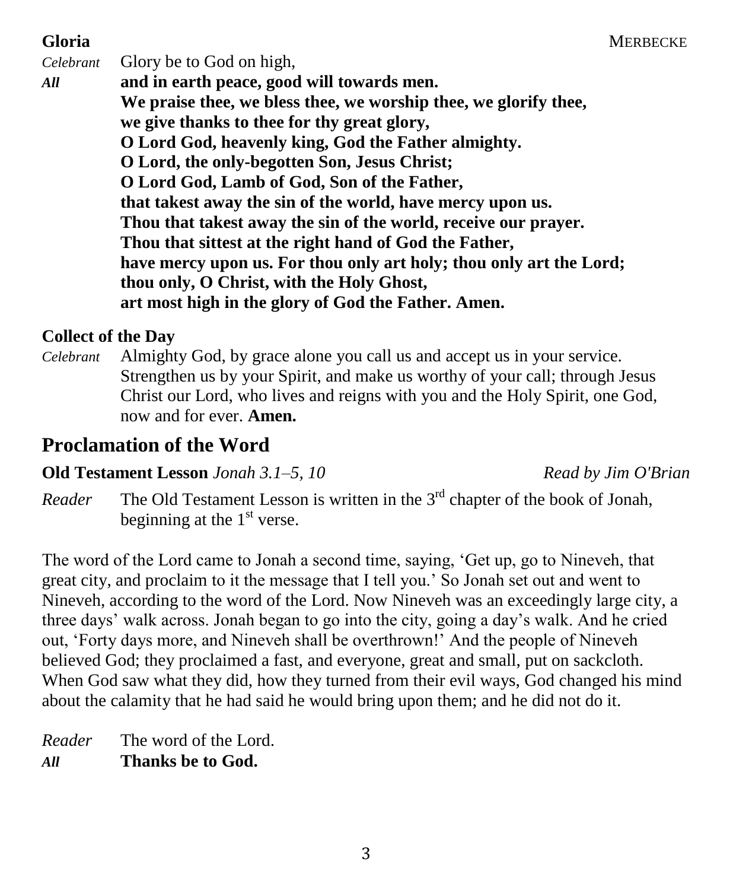**Gloria** MERBECKE

*Celebrant* Glory be to God on high,

***All*** **and in earth peace, good will towards men.**
**We praise thee, we bless thee, we worship thee, we glorify thee,**
**we give thanks to thee for thy great glory,**
**O Lord God, heavenly king, God the Father almighty.**
**O Lord, the only-begotten Son, Jesus Christ;**
**O Lord God, Lamb of God, Son of the Father,**
**that takest away the sin of the world, have mercy upon us.**
**Thou that takest away the sin of the world, receive our prayer.**
**Thou that sittest at the right hand of God the Father,**
**have mercy upon us. For thou only art holy; thou only art the Lord;**
**thou only, O Christ, with the Holy Ghost,**
**art most high in the glory of God the Father. Amen.**

**Collect of the Day**

*Celebrant* Almighty God, by grace alone you call us and accept us in your service. Strengthen us by your Spirit, and make us worthy of your call; through Jesus Christ our Lord, who lives and reigns with you and the Holy Spirit, one God, now and for ever. **Amen.**

## Proclamation of the Word

**Old Testament Lesson** *Jonah 3.1–5, 10* *Read by Jim O'Brian*

*Reader* The Old Testament Lesson is written in the 3rd chapter of the book of Jonah, beginning at the 1st verse.

The word of the Lord came to Jonah a second time, saying, 'Get up, go to Nineveh, that great city, and proclaim to it the message that I tell you.' So Jonah set out and went to Nineveh, according to the word of the Lord. Now Nineveh was an exceedingly large city, a three days' walk across. Jonah began to go into the city, going a day's walk. And he cried out, 'Forty days more, and Nineveh shall be overthrown!' And the people of Nineveh believed God; they proclaimed a fast, and everyone, great and small, put on sackcloth. When God saw what they did, how they turned from their evil ways, God changed his mind about the calamity that he had said he would bring upon them; and he did not do it.

*Reader* The word of the Lord.

***All*** **Thanks be to God.**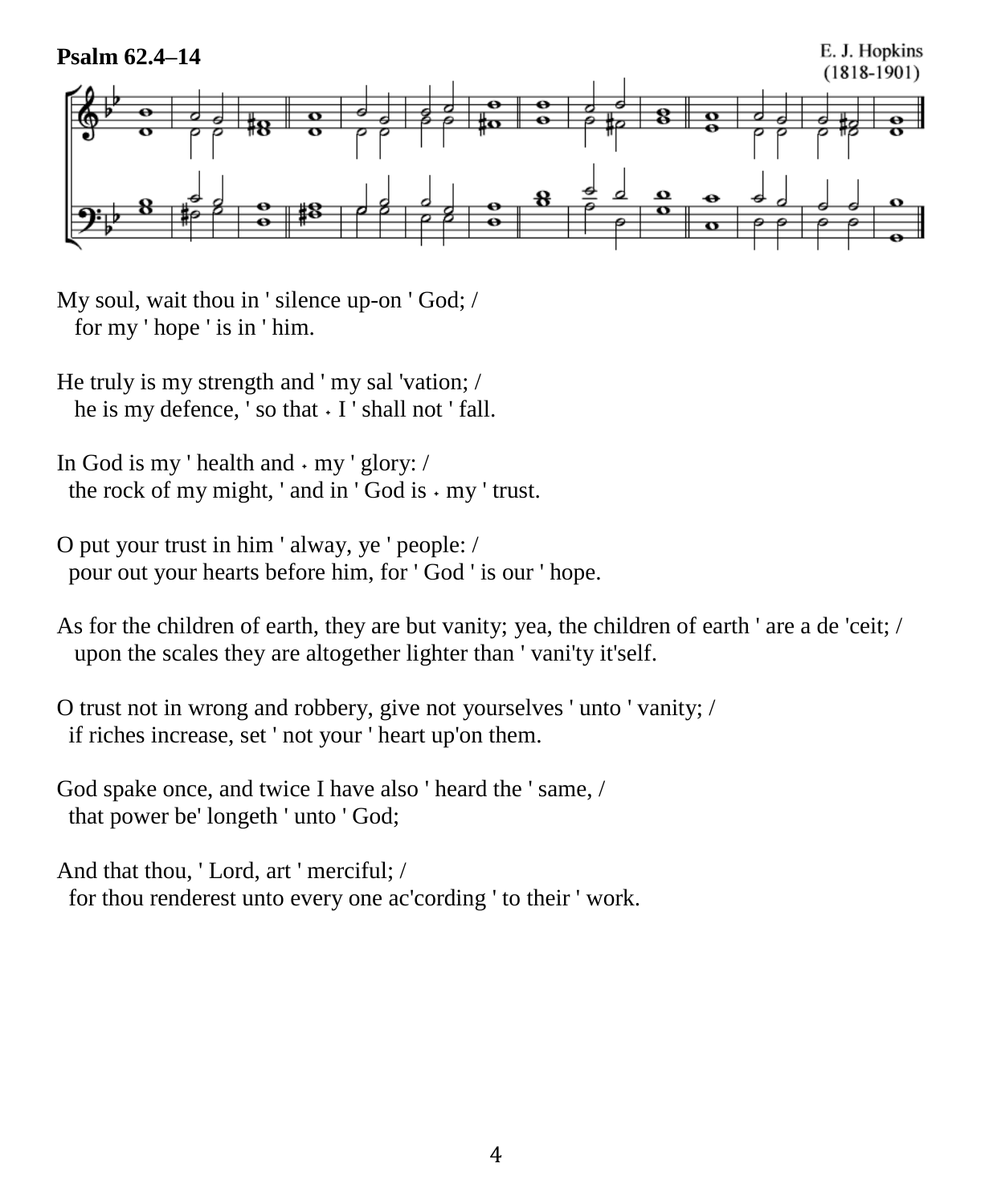**Psalm 62.4–14**

E. J. Hopkins
(1818-1901)

My soul, wait thou in ' silence up-on ' God; /
 for my ' hope ' is in ' him.

He truly is my strength and ' my sal 'vation; /
 he is my defence, ' so that ⋅ I ' shall not ' fall.

In God is my ' health and ⋅ my ' glory: /
 the rock of my might, ' and in ' God is ⋅ my ' trust.

O put your trust in him ' alway, ye ' people: /
 pour out your hearts before him, for ' God ' is our ' hope.

As for the children of earth, they are but vanity; yea, the children of earth ' are a de 'ceit; /
 upon the scales they are altogether lighter than ' vani'ty it'self.

O trust not in wrong and robbery, give not yourselves ' unto ' vanity; /
 if riches increase, set ' not your ' heart up'on them.

God spake once, and twice I have also ' heard the ' same, /
 that power be' longeth ' unto ' God;

And that thou, ' Lord, art ' merciful; /
 for thou renderest unto every one ac'cording ' to their ' work.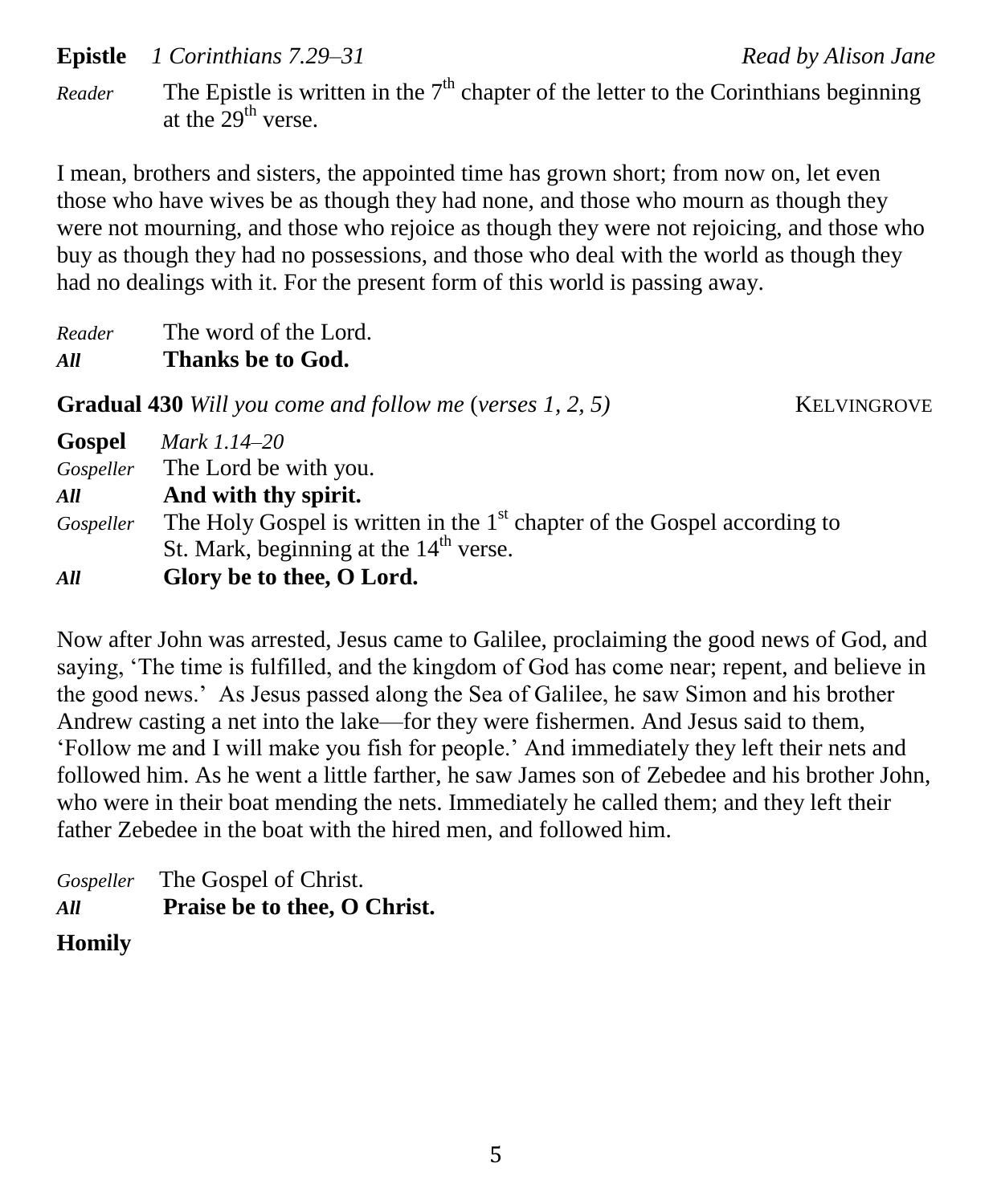**Epistle** *1 Corinthians 7.29–31* *Read by Alison Jane*

*Reader* The Epistle is written in the 7th chapter of the letter to the Corinthians beginning at the 29th verse.

I mean, brothers and sisters, the appointed time has grown short; from now on, let even those who have wives be as though they had none, and those who mourn as though they were not mourning, and those who rejoice as though they were not rejoicing, and those who buy as though they had no possessions, and those who deal with the world as though they had no dealings with it. For the present form of this world is passing away.

*Reader* The word of the Lord.
***All*** **Thanks be to God.**

**Gradual 430** *Will you come and follow me* (*verses 1, 2, 5)* KELVINGROVE

**Gospel** *Mark 1.14–20*

*Gospeller* The Lord be with you.
***All*** **And with thy spirit.**
*Gospeller* The Holy Gospel is written in the 1st chapter of the Gospel according to St. Mark, beginning at the 14th verse.
***All*** **Glory be to thee, O Lord.**

Now after John was arrested, Jesus came to Galilee, proclaiming the good news of God, and saying, 'The time is fulfilled, and the kingdom of God has come near; repent, and believe in the good news.' As Jesus passed along the Sea of Galilee, he saw Simon and his brother Andrew casting a net into the lake—for they were fishermen. And Jesus said to them, 'Follow me and I will make you fish for people.' And immediately they left their nets and followed him. As he went a little farther, he saw James son of Zebedee and his brother John, who were in their boat mending the nets. Immediately he called them; and they left their father Zebedee in the boat with the hired men, and followed him.

*Gospeller* The Gospel of Christ.
***All*** **Praise be to thee, O Christ.**

**Homily**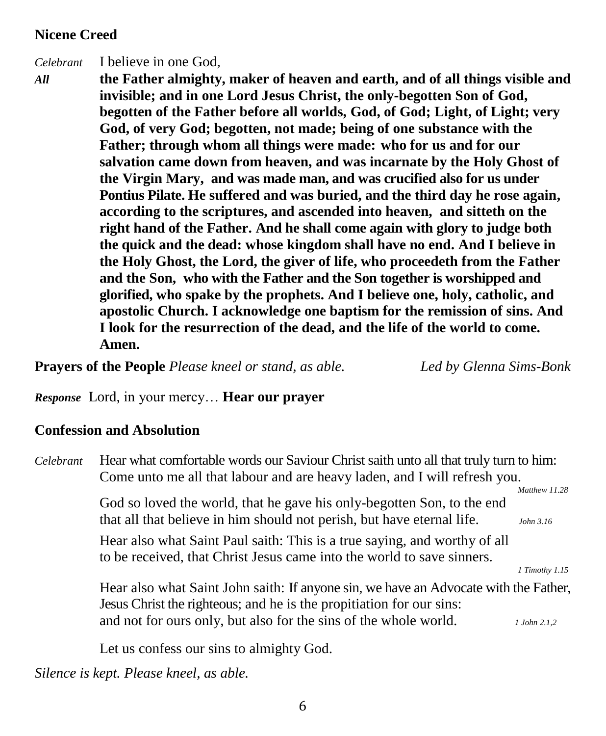**Nicene Creed**

*Celebrant* I believe in one God,

***All*** **the Father almighty, maker of heaven and earth, and of all things visible and invisible; and in one Lord Jesus Christ, the only-begotten Son of God, begotten of the Father before all worlds, God, of God; Light, of Light; very God, of very God; begotten, not made; being of one substance with the Father; through whom all things were made: who for us and for our salvation came down from heaven, and was incarnate by the Holy Ghost of the Virgin Mary, and was made man, and was crucified also for us under Pontius Pilate. He suffered and was buried, and the third day he rose again, according to the scriptures, and ascended into heaven, and sitteth on the right hand of the Father. And he shall come again with glory to judge both the quick and the dead: whose kingdom shall have no end. And I believe in the Holy Ghost, the Lord, the giver of life, who proceedeth from the Father and the Son, who with the Father and the Son together is worshipped and glorified, who spake by the prophets. And I believe one, holy, catholic, and apostolic Church. I acknowledge one baptism for the remission of sins. And I look for the resurrection of the dead, and the life of the world to come. Amen.**

**Prayers of the People** *Please kneel or stand, as able.* *Led by Glenna Sims-Bonk*

***Response*** Lord, in your mercy… **Hear our prayer**

**Confession and Absolution**

*Celebrant* Hear what comfortable words our Saviour Christ saith unto all that truly turn to him: Come unto me all that labour and are heavy laden, and I will refresh you. *Matthew 11.28*

God so loved the world, that he gave his only-begotten Son, to the end that all that believe in him should not perish, but have eternal life. *John 3.16*

Hear also what Saint Paul saith: This is a true saying, and worthy of all to be received, that Christ Jesus came into the world to save sinners. *1 Timothy 1.15*

Hear also what Saint John saith: If anyone sin, we have an Advocate with the Father, Jesus Christ the righteous; and he is the propitiation for our sins: and not for ours only, but also for the sins of the whole world. *1 John 2.1,2*

Let us confess our sins to almighty God.

*Silence is kept. Please kneel, as able.*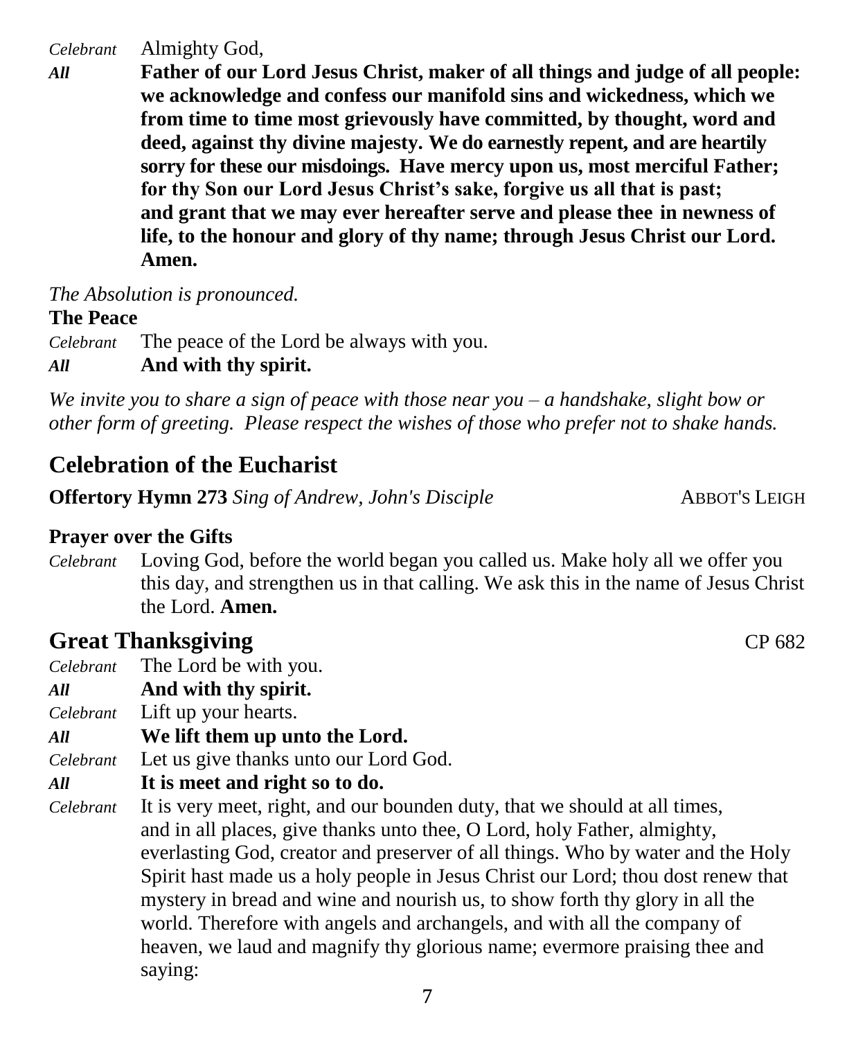*Celebrant* Almighty God,

***All*** **Father of our Lord Jesus Christ, maker of all things and judge of all people: we acknowledge and confess our manifold sins and wickedness, which we from time to time most grievously have committed, by thought, word and deed, against thy divine majesty. We do earnestly repent, and are heartily sorry for these our misdoings. Have mercy upon us, most merciful Father; for thy Son our Lord Jesus Christ's sake, forgive us all that is past; and grant that we may ever hereafter serve and please thee in newness of life, to the honour and glory of thy name; through Jesus Christ our Lord. Amen.**

*The Absolution is pronounced.*

**The Peace**

*Celebrant* The peace of the Lord be always with you.

***All*** **And with thy spirit.**

*We invite you to share a sign of peace with those near you – a handshake, slight bow or other form of greeting. Please respect the wishes of those who prefer not to shake hands.*

## Celebration of the Eucharist

**Offertory Hymn 273** *Sing of Andrew, John's Disciple* ABBOT'S LEIGH

**Prayer over the Gifts**

*Celebrant* Loving God, before the world began you called us. Make holy all we offer you this day, and strengthen us in that calling. We ask this in the name of Jesus Christ the Lord. **Amen.**

## Great Thanksgiving CP 682

*Celebrant* The Lord be with you.

***All*** **And with thy spirit.**

*Celebrant* Lift up your hearts.

***All*** **We lift them up unto the Lord.**

*Celebrant* Let us give thanks unto our Lord God.

***All*** **It is meet and right so to do.**

*Celebrant* It is very meet, right, and our bounden duty, that we should at all times, and in all places, give thanks unto thee, O Lord, holy Father, almighty, everlasting God, creator and preserver of all things. Who by water and the Holy Spirit hast made us a holy people in Jesus Christ our Lord; thou dost renew that mystery in bread and wine and nourish us, to show forth thy glory in all the world. Therefore with angels and archangels, and with all the company of heaven, we laud and magnify thy glorious name; evermore praising thee and saying: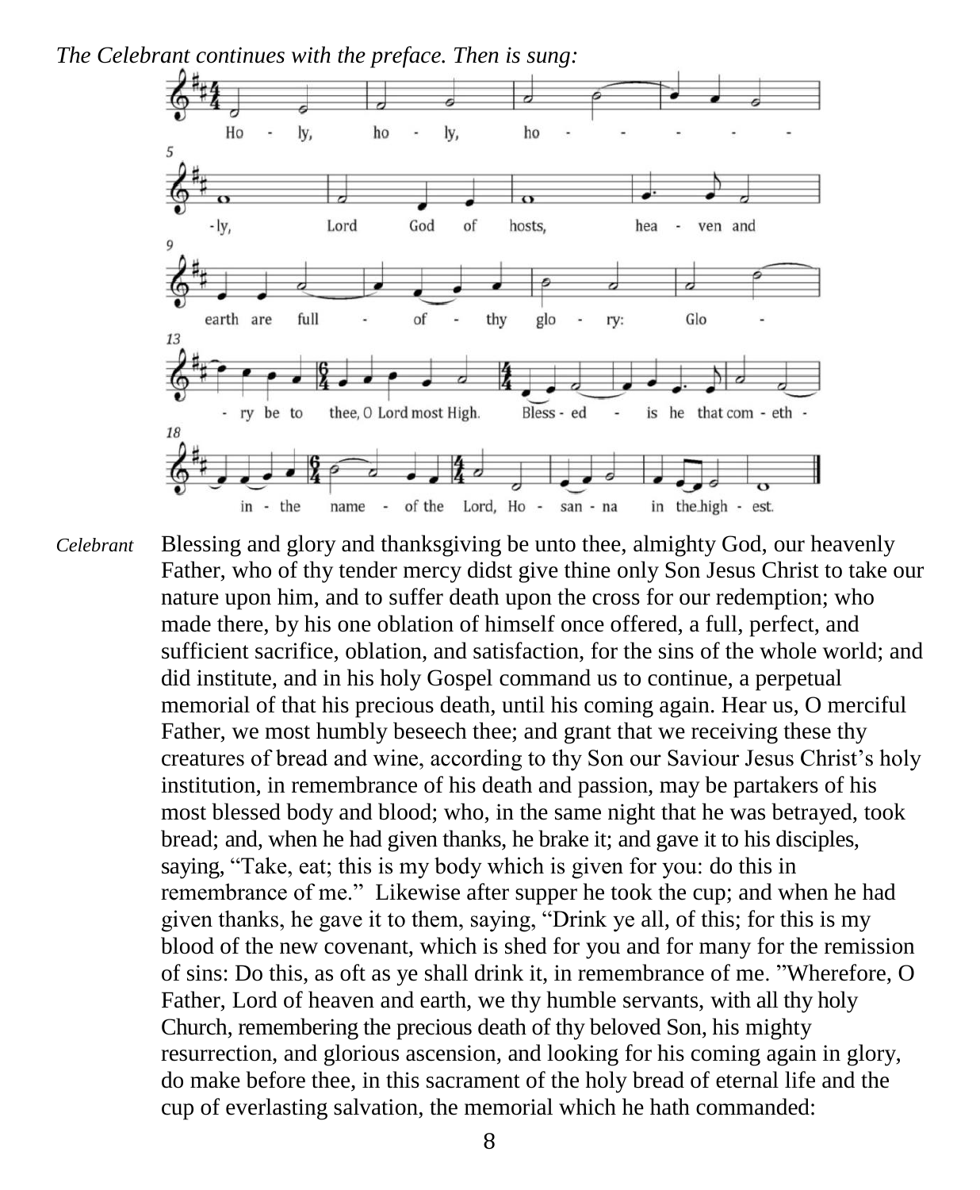*The Celebrant continues with the preface. Then is sung:*

Holy, holy, holy, Lord God of hosts, heaven and earth are full of thy glory: Glory be to thee, O Lord most High. Blessed is he that cometh in the name of the Lord, Hosanna in the highest.

*Celebrant* Blessing and glory and thanksgiving be unto thee, almighty God, our heavenly Father, who of thy tender mercy didst give thine only Son Jesus Christ to take our nature upon him, and to suffer death upon the cross for our redemption; who made there, by his one oblation of himself once offered, a full, perfect, and sufficient sacrifice, oblation, and satisfaction, for the sins of the whole world; and did institute, and in his holy Gospel command us to continue, a perpetual memorial of that his precious death, until his coming again. Hear us, O merciful Father, we most humbly beseech thee; and grant that we receiving these thy creatures of bread and wine, according to thy Son our Saviour Jesus Christ's holy institution, in remembrance of his death and passion, may be partakers of his most blessed body and blood; who, in the same night that he was betrayed, took bread; and, when he had given thanks, he brake it; and gave it to his disciples, saying, "Take, eat; this is my body which is given for you: do this in remembrance of me." Likewise after supper he took the cup; and when he had given thanks, he gave it to them, saying, "Drink ye all, of this; for this is my blood of the new covenant, which is shed for you and for many for the remission of sins: Do this, as oft as ye shall drink it, in remembrance of me. "Wherefore, O Father, Lord of heaven and earth, we thy humble servants, with all thy holy Church, remembering the precious death of thy beloved Son, his mighty resurrection, and glorious ascension, and looking for his coming again in glory, do make before thee, in this sacrament of the holy bread of eternal life and the cup of everlasting salvation, the memorial which he hath commanded: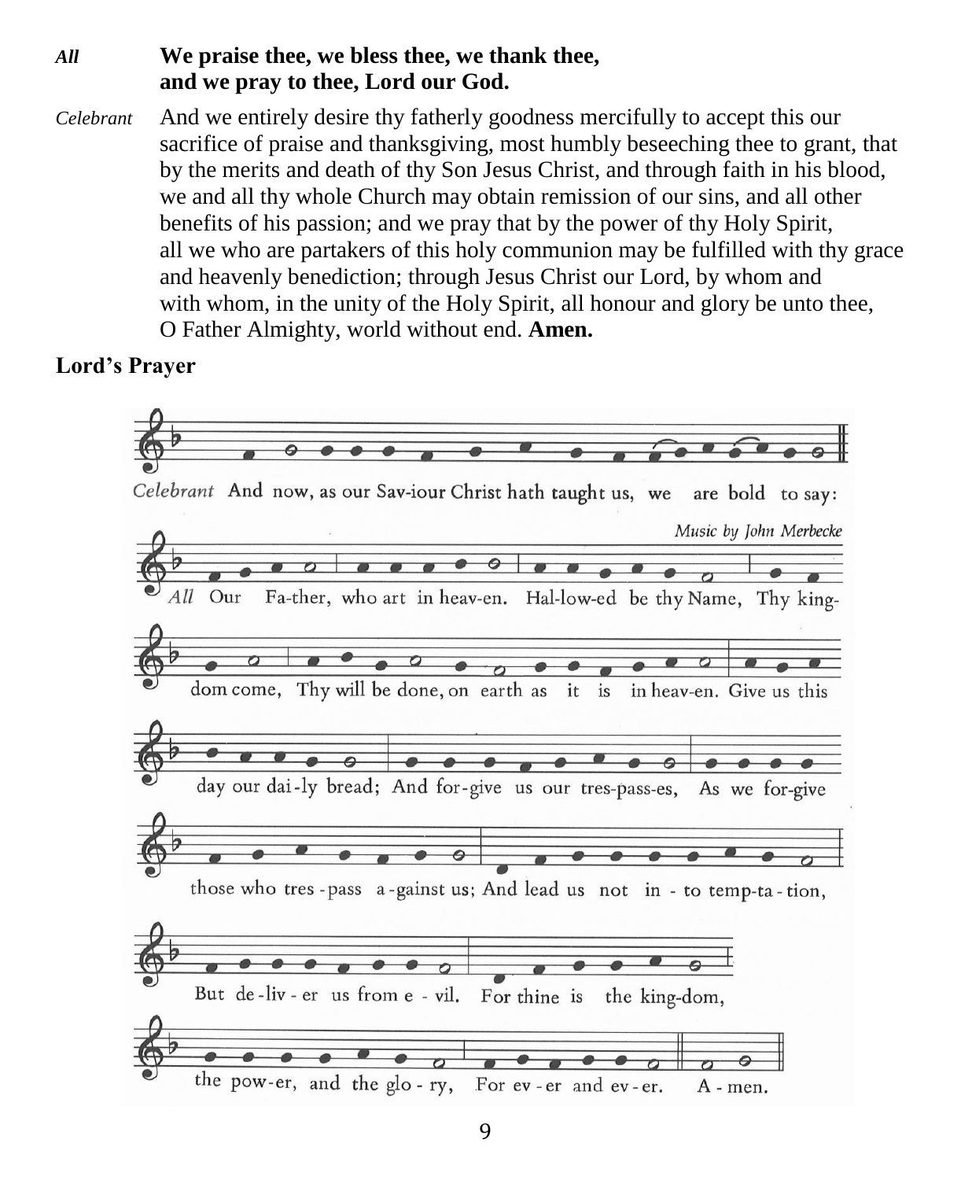*All* **We praise thee, we bless thee, we thank thee, and we pray to thee, Lord our God.**

*Celebrant* And we entirely desire thy fatherly goodness mercifully to accept this our sacrifice of praise and thanksgiving, most humbly beseeching thee to grant, that by the merits and death of thy Son Jesus Christ, and through faith in his blood, we and all thy whole Church may obtain remission of our sins, and all other benefits of his passion; and we pray that by the power of thy Holy Spirit, all we who are partakers of this holy communion may be fulfilled with thy grace and heavenly benediction; through Jesus Christ our Lord, by whom and with whom, in the unity of the Holy Spirit, all honour and glory be unto thee, O Father Almighty, world without end. **Amen.**

**Lord's Prayer**

*Celebrant* And now, as our Sav-iour Christ hath taught us, we are bold to say:

*Music by John Merbecke*

*All* Our Fa-ther, who art in heav-en. Hal-low-ed be thy Name, Thy king-dom come, Thy will be done, on earth as it is in heav-en. Give us this day our dai-ly bread; And for-give us our tres-pass-es, As we for-give those who tres-pass a-gainst us; And lead us not in-to temp-ta-tion, But de-liv-er us from e-vil. For thine is the king-dom, the pow-er, and the glo-ry, For ev-er and ev-er. A-men.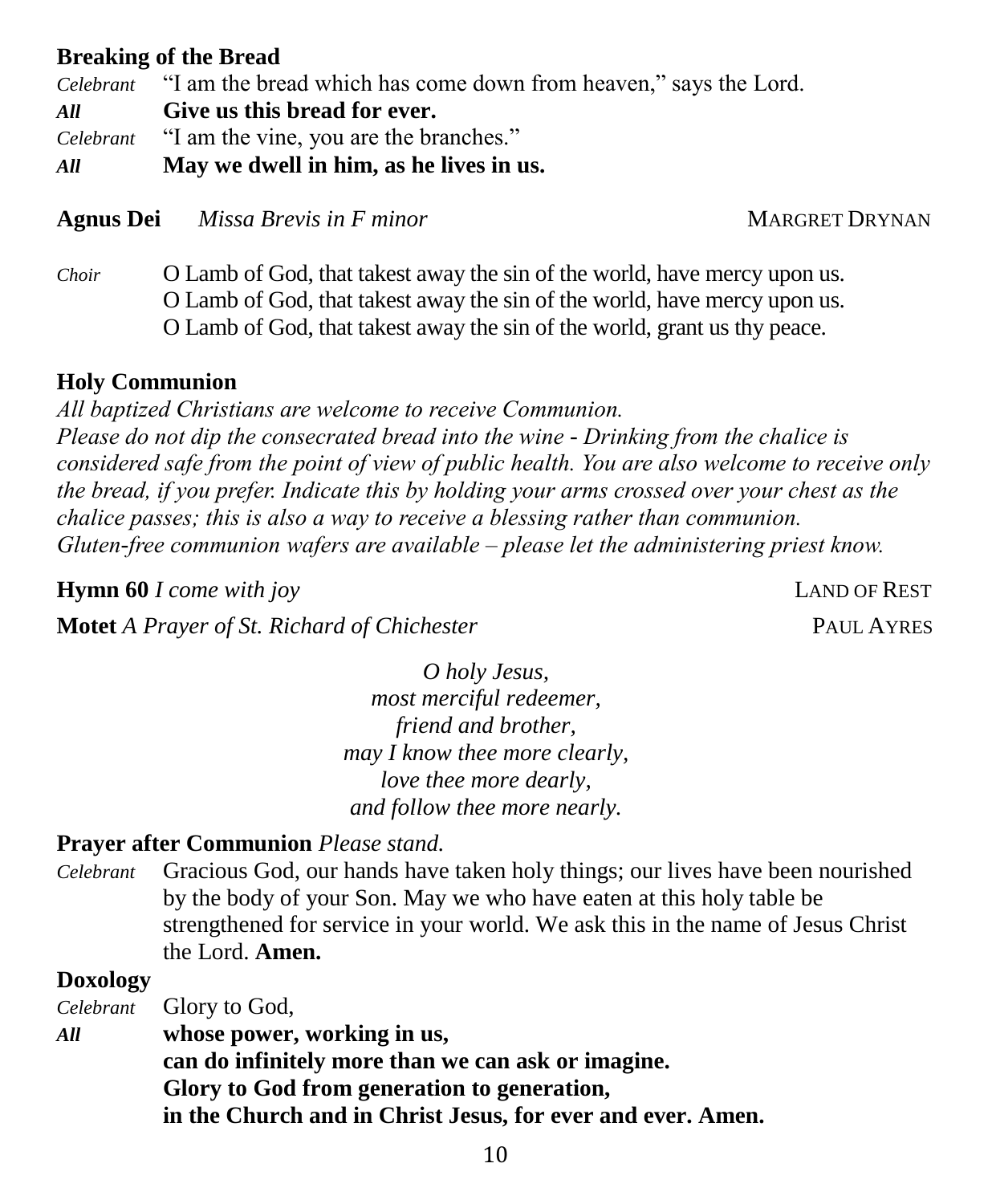**Breaking of the Bread**

*Celebrant* "I am the bread which has come down from heaven," says the Lord.
***All*** **Give us this bread for ever.**
*Celebrant* "I am the vine, you are the branches."
***All*** **May we dwell in him, as he lives in us.**

**Agnus Dei** *Missa Brevis in F minor* MARGRET DRYNAN

*Choir* O Lamb of God, that takest away the sin of the world, have mercy upon us.
O Lamb of God, that takest away the sin of the world, have mercy upon us.
O Lamb of God, that takest away the sin of the world, grant us thy peace.

**Holy Communion**

*All baptized Christians are welcome to receive Communion.*
*Please do not dip the consecrated bread into the wine - Drinking from the chalice is considered safe from the point of view of public health. You are also welcome to receive only the bread, if you prefer. Indicate this by holding your arms crossed over your chest as the chalice passes; this is also a way to receive a blessing rather than communion.*
*Gluten-free communion wafers are available – please let the administering priest know.*

**Hymn 60** *I come with joy* LAND OF REST

**Motet** *A Prayer of St. Richard of Chichester* PAUL AYRES

*O holy Jesus,*
*most merciful redeemer,*
*friend and brother,*
*may I know thee more clearly,*
*love thee more dearly,*
*and follow thee more nearly.*

**Prayer after Communion** *Please stand.*

*Celebrant* Gracious God, our hands have taken holy things; our lives have been nourished by the body of your Son. May we who have eaten at this holy table be strengthened for service in your world. We ask this in the name of Jesus Christ the Lord. **Amen.**

**Doxology**

*Celebrant* Glory to God,
***All*** **whose power, working in us,**
**can do infinitely more than we can ask or imagine.**
**Glory to God from generation to generation,**
**in the Church and in Christ Jesus, for ever and ever. Amen.**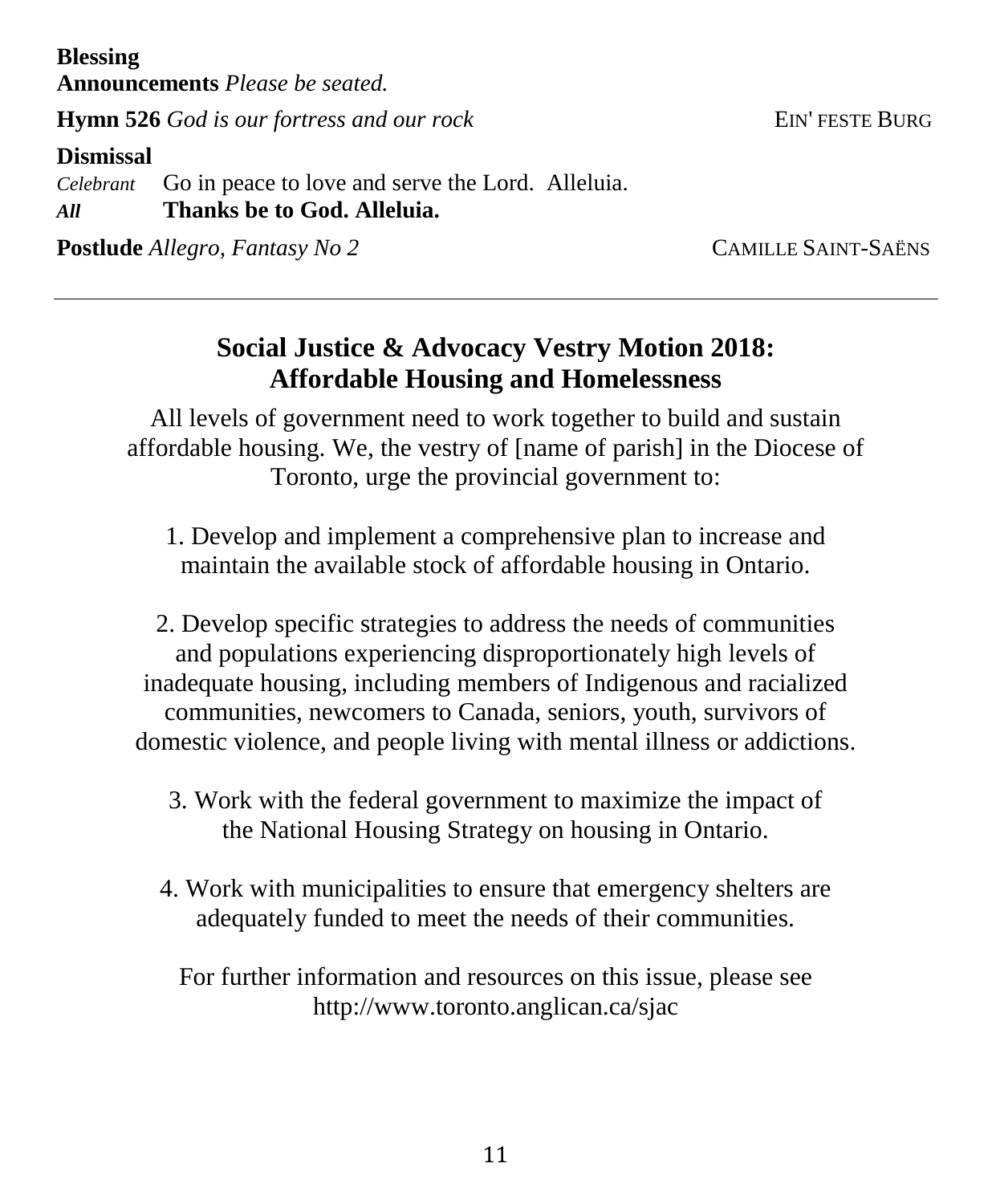**Blessing**

**Announcements** *Please be seated.*

**Hymn 526** *God is our fortress and our rock* EIN' FESTE BURG

**Dismissal**

*Celebrant* Go in peace to love and serve the Lord. Alleluia.
***All*** **Thanks be to God. Alleluia.**

**Postlude** *Allegro, Fantasy No 2* CAMILLE SAINT-SAËNS

---

## Social Justice & Advocacy Vestry Motion 2018: Affordable Housing and Homelessness

All levels of government need to work together to build and sustain affordable housing. We, the vestry of [name of parish] in the Diocese of Toronto, urge the provincial government to:

1. Develop and implement a comprehensive plan to increase and maintain the available stock of affordable housing in Ontario.

2. Develop specific strategies to address the needs of communities and populations experiencing disproportionately high levels of inadequate housing, including members of Indigenous and racialized communities, newcomers to Canada, seniors, youth, survivors of domestic violence, and people living with mental illness or addictions.

3. Work with the federal government to maximize the impact of the National Housing Strategy on housing in Ontario.

4. Work with municipalities to ensure that emergency shelters are adequately funded to meet the needs of their communities.

For further information and resources on this issue, please see http://www.toronto.anglican.ca/sjac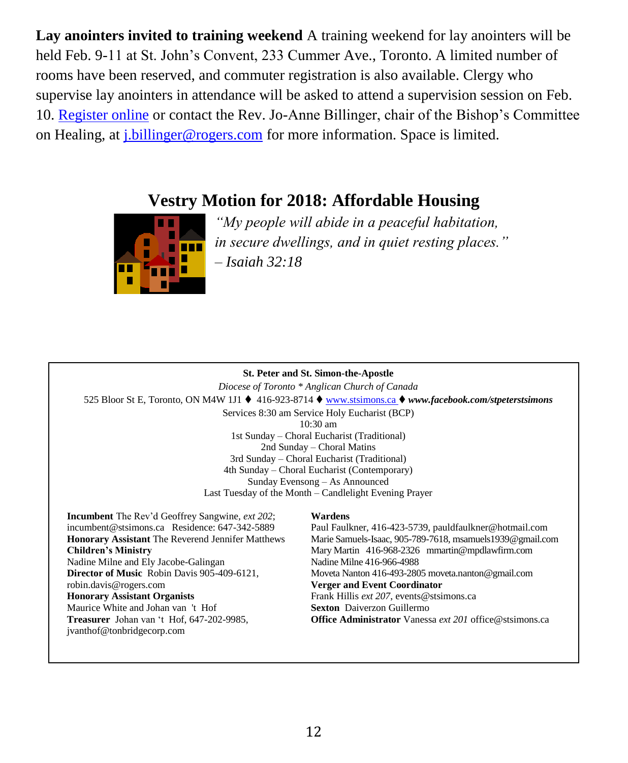**Lay anointers invited to training weekend** A training weekend for lay anointers will be held Feb. 9-11 at St. John's Convent, 233 Cummer Ave., Toronto. A limited number of rooms have been reserved, and commuter registration is also available. Clergy who supervise lay anointers in attendance will be asked to attend a supervision session on Feb. 10. Register online or contact the Rev. Jo-Anne Billinger, chair of the Bishop's Committee on Healing, at j.billinger@rogers.com for more information. Space is limited.

## Vestry Motion for 2018: Affordable Housing

*"My people will abide in a peaceful habitation, in secure dwellings, and in quiet resting places." – Isaiah 32:18*

**St. Peter and St. Simon-the-Apostle**

*Diocese of Toronto * Anglican Church of Canada*

525 Bloor St E, Toronto, ON M4W 1J1 ♦ 416-923-8714 ♦ www.stsimons.ca ♦ ***www.facebook.com/stpeterstsimons***

Services 8:30 am Service Holy Eucharist (BCP)
10:30 am
1st Sunday – Choral Eucharist (Traditional)
2nd Sunday – Choral Matins
3rd Sunday – Choral Eucharist (Traditional)
4th Sunday – Choral Eucharist (Contemporary)
Sunday Evensong – As Announced
Last Tuesday of the Month – Candlelight Evening Prayer

**Incumbent** The Rev'd Geoffrey Sangwine, *ext 202*; incumbent@stsimons.ca Residence: 647-342-5889
**Honorary Assistant** The Reverend Jennifer Matthews
**Children's Ministry**
Nadine Milne and Ely Jacobe-Galingan
**Director of Music** Robin Davis 905-409-6121, robin.davis@rogers.com
**Honorary Assistant Organists**
Maurice White and Johan van 't Hof
**Treasurer** Johan van 't Hof, 647-202-9985, jvanthof@tonbridgecorp.com

**Wardens**
Paul Faulkner, 416-423-5739, pauldfaulkner@hotmail.com
Marie Samuels-Isaac, 905-789-7618, msamuels1939@gmail.com
Mary Martin 416-968-2326 mmartin@mpdlawfirm.com
Nadine Milne 416-966-4988
Moveta Nanton 416-493-2805 moveta.nanton@gmail.com
**Verger and Event Coordinator**
Frank Hillis *ext 207*, events@stsimons.ca
**Sexton** Daiverzon Guillermo
**Office Administrator** Vanessa *ext 201* office@stsimons.ca